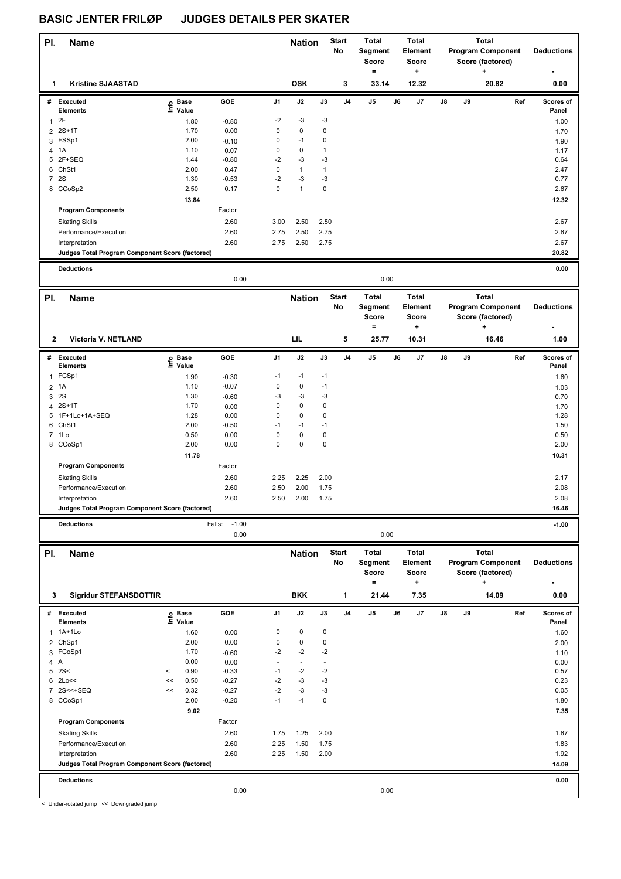# BASIC JENTER FRILØP JUDGES DETAILS PER SKATER

| Pl. | Name | Nation | Start No | Total Segment Score = | Total Element Score + | Total Program Component Score (factored) + | Deductions - |
|---|---|---|---|---|---|---|---|
| 1 | Kristine SJAASTAD | OSK | 3 | 33.14 | 12.32 | 20.82 | 0.00 |

| # | Executed Elements | Info | Base Value | GOE | J1 | J2 | J3 | J4 | J5 | J6 | J7 | J8 | J9 | Ref | Scores of Panel |
|---|---|---|---|---|---|---|---|---|---|---|---|---|---|---|---|
| 1 | 2F | | 1.80 | -0.80 | -2 | -3 | -3 | | | | | | | | 1.00 |
| 2 | 2S+1T | | 1.70 | 0.00 | 0 | 0 | 0 | | | | | | | | 1.70 |
| 3 | FSSp1 | | 2.00 | -0.10 | 0 | -1 | 0 | | | | | | | | 1.90 |
| 4 | 1A | | 1.10 | 0.07 | 0 | 0 | 1 | | | | | | | | 1.17 |
| 5 | 2F+SEQ | | 1.44 | -0.80 | -2 | -3 | -3 | | | | | | | | 0.64 |
| 6 | ChSt1 | | 2.00 | 0.47 | 0 | 1 | 1 | | | | | | | | 2.47 |
| 7 | 2S | | 1.30 | -0.53 | -2 | -3 | -3 | | | | | | | | 0.77 |
| 8 | CCoSp2 | | 2.50 | 0.17 | 0 | 1 | 0 | | | | | | | | 2.67 |
| | | | 13.84 | | | | | | | | | | | | 12.32 |
| | **Program Components** | | | Factor | | | | | | | | | | | |
| | Skating Skills | | | 2.60 | 3.00 | 2.50 | 2.50 | | | | | | | | 2.67 |
| | Performance/Execution | | | 2.60 | 2.75 | 2.50 | 2.75 | | | | | | | | 2.67 |
| | Interpretation | | | 2.60 | 2.75 | 2.50 | 2.75 | | | | | | | | 2.67 |
| | **Judges Total Program Component Score (factored)** | | | | | | | | | | | | | | 20.82 |
| | **Deductions** | | | | | | | | | | | | | | 0.00 |
| | | | | 0.00 | | | | | 0.00 | | | | | | |

| Pl. | Name | Nation | Start No | Total Segment Score = | Total Element Score + | Total Program Component Score (factored) + | Deductions - |
|---|---|---|---|---|---|---|---|
| 2 | Victoria V. NETLAND | LIL | 5 | 25.77 | 10.31 | 16.46 | 1.00 |

| # | Executed Elements | Info | Base Value | GOE | J1 | J2 | J3 | J4 | J5 | J6 | J7 | J8 | J9 | Ref | Scores of Panel |
|---|---|---|---|---|---|---|---|---|---|---|---|---|---|---|---|
| 1 | FCSp1 | | 1.90 | -0.30 | -1 | -1 | -1 | | | | | | | | 1.60 |
| 2 | 1A | | 1.10 | -0.07 | 0 | 0 | -1 | | | | | | | | 1.03 |
| 3 | 2S | | 1.30 | -0.60 | -3 | -3 | -3 | | | | | | | | 0.70 |
| 4 | 2S+1T | | 1.70 | 0.00 | 0 | 0 | 0 | | | | | | | | 1.70 |
| 5 | 1F+1Lo+1A+SEQ | | 1.28 | 0.00 | 0 | 0 | 0 | | | | | | | | 1.28 |
| 6 | ChSt1 | | 2.00 | -0.50 | -1 | -1 | -1 | | | | | | | | 1.50 |
| 7 | 1Lo | | 0.50 | 0.00 | 0 | 0 | 0 | | | | | | | | 0.50 |
| 8 | CCoSp1 | | 2.00 | 0.00 | 0 | 0 | 0 | | | | | | | | 2.00 |
| | | | 11.78 | | | | | | | | | | | | 10.31 |
| | **Program Components** | | | Factor | | | | | | | | | | | |
| | Skating Skills | | | 2.60 | 2.25 | 2.25 | 2.00 | | | | | | | | 2.17 |
| | Performance/Execution | | | 2.60 | 2.50 | 2.00 | 1.75 | | | | | | | | 2.08 |
| | Interpretation | | | 2.60 | 2.50 | 2.00 | 1.75 | | | | | | | | 2.08 |
| | **Judges Total Program Component Score (factored)** | | | | | | | | | | | | | | 16.46 |
| | **Deductions** | | Falls: | -1.00 | | | | | | | | | | | -1.00 |
| | | | | 0.00 | | | | | 0.00 | | | | | | |

| Pl. | Name | Nation | Start No | Total Segment Score = | Total Element Score + | Total Program Component Score (factored) + | Deductions - |
|---|---|---|---|---|---|---|---|
| 3 | Sigridur STEFANSDOTTIR | BKK | 1 | 21.44 | 7.35 | 14.09 | 0.00 |

| # | Executed Elements | Info | Base Value | GOE | J1 | J2 | J3 | J4 | J5 | J6 | J7 | J8 | J9 | Ref | Scores of Panel |
|---|---|---|---|---|---|---|---|---|---|---|---|---|---|---|---|
| 1 | 1A+1Lo | | 1.60 | 0.00 | 0 | 0 | 0 | | | | | | | | 1.60 |
| 2 | ChSp1 | | 2.00 | 0.00 | 0 | 0 | 0 | | | | | | | | 2.00 |
| 3 | FCoSp1 | | 1.70 | -0.60 | -2 | -2 | -2 | | | | | | | | 1.10 |
| 4 | A | | 0.00 | 0.00 | - | - | - | | | | | | | | 0.00 |
| 5 | 2S< | < | 0.90 | -0.33 | -1 | -2 | -2 | | | | | | | | 0.57 |
| 6 | 2Lo<< | << | 0.50 | -0.27 | -2 | -3 | -3 | | | | | | | | 0.23 |
| 7 | 2S<<+SEQ | << | 0.32 | -0.27 | -2 | -3 | -3 | | | | | | | | 0.05 |
| 8 | CCoSp1 | | 2.00 | -0.20 | -1 | -1 | 0 | | | | | | | | 1.80 |
| | | | 9.02 | | | | | | | | | | | | 7.35 |
| | **Program Components** | | | Factor | | | | | | | | | | | |
| | Skating Skills | | | 2.60 | 1.75 | 1.25 | 2.00 | | | | | | | | 1.67 |
| | Performance/Execution | | | 2.60 | 2.25 | 1.50 | 1.75 | | | | | | | | 1.83 |
| | Interpretation | | | 2.60 | 2.25 | 1.50 | 2.00 | | | | | | | | 1.92 |
| | **Judges Total Program Component Score (factored)** | | | | | | | | | | | | | | 14.09 |
| | **Deductions** | | | | | | | | | | | | | | 0.00 |
| | | | | 0.00 | | | | | 0.00 | | | | | | |

< Under-rotated jump << Downgraded jump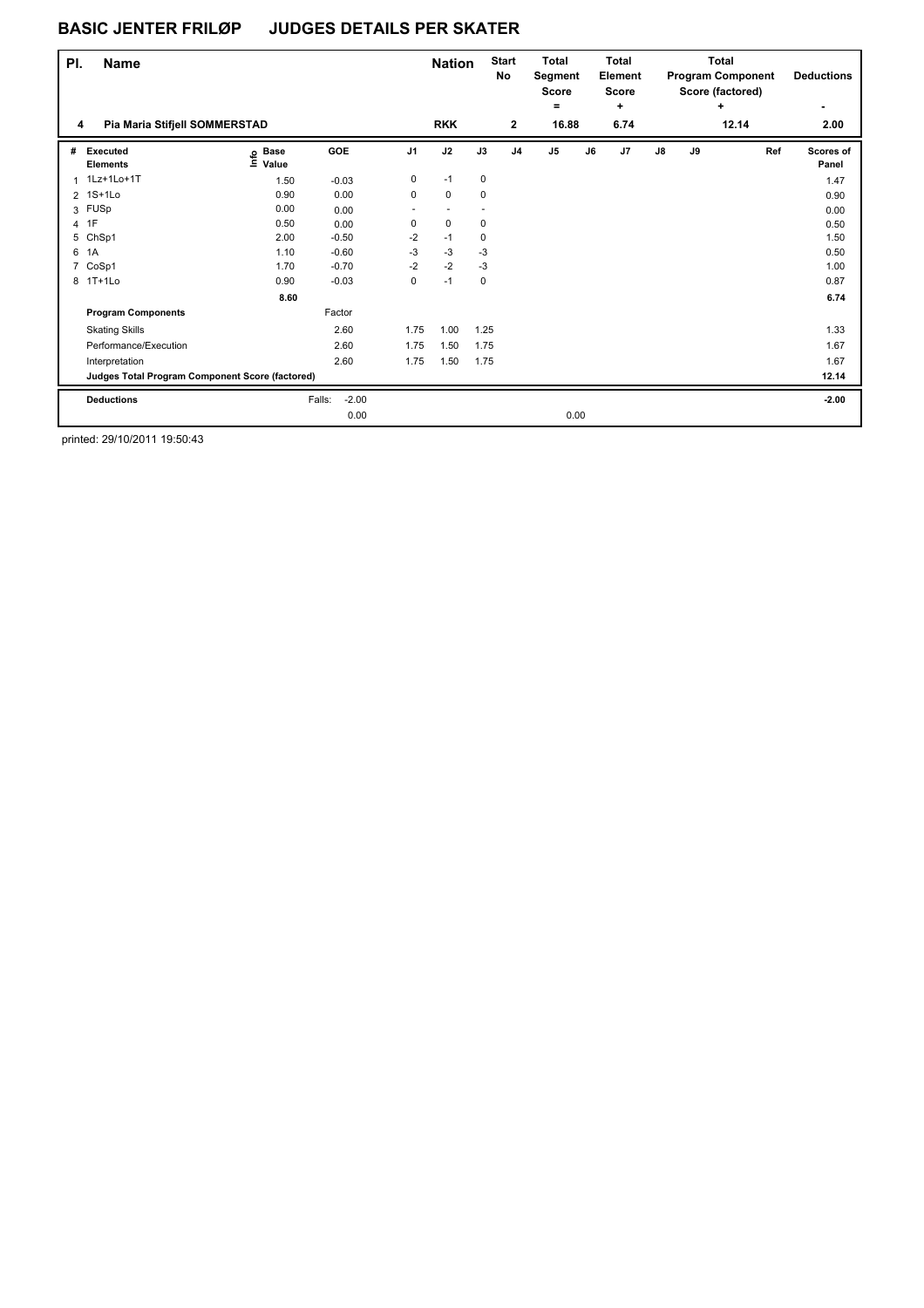# BASIC JENTER FRILØP JUDGES DETAILS PER SKATER

| Pl. | Name | | Nation | Start No | Total Segment Score = | Total Element Score + | Total Program Component Score (factored) + | Deductions - |
|---|---|---|---|---|---|---|---|---|
| 4 | Pia Maria Stifjell SOMMERSTAD | | RKK | 2 | 16.88 | 6.74 | 12.14 | 2.00 |

| # | Executed Elements | Info | Base Value | GOE | J1 | J2 | J3 | J4 | J5 | J6 | J7 | J8 | J9 | Ref | Scores of Panel |
|---|---|---|---|---|---|---|---|---|---|---|---|---|---|---|---|
| 1 | 1Lz+1Lo+1T | | 1.50 | -0.03 | 0 | -1 | 0 | | | | | | | | 1.47 |
| 2 | 1S+1Lo | | 0.90 | 0.00 | 0 | 0 | 0 | | | | | | | | 0.90 |
| 3 | FUSp | | 0.00 | 0.00 | - | - | - | | | | | | | | 0.00 |
| 4 | 1F | | 0.50 | 0.00 | 0 | 0 | 0 | | | | | | | | 0.50 |
| 5 | ChSp1 | | 2.00 | -0.50 | -2 | -1 | 0 | | | | | | | | 1.50 |
| 6 | 1A | | 1.10 | -0.60 | -3 | -3 | -3 | | | | | | | | 0.50 |
| 7 | CoSp1 | | 1.70 | -0.70 | -2 | -2 | -3 | | | | | | | | 1.00 |
| 8 | 1T+1Lo | | 0.90 | -0.03 | 0 | -1 | 0 | | | | | | | | 0.87 |
| | | | 8.60 | | | | | | | | | | | | 6.74 |
| | **Program Components** | | | Factor | | | | | | | | | | | |
| | Skating Skills | | | 2.60 | 1.75 | 1.00 | 1.25 | | | | | | | | 1.33 |
| | Performance/Execution | | | 2.60 | 1.75 | 1.50 | 1.75 | | | | | | | | 1.67 |
| | Interpretation | | | 2.60 | 1.75 | 1.50 | 1.75 | | | | | | | | 1.67 |
| | **Judges Total Program Component Score (factored)** | | | | | | | | | | | | | | 12.14 |
| | **Deductions** | | Falls: | -2.00 | | | | | | | | | | | -2.00 |
| | | | | 0.00 | | | | | 0.00 | | | | | | |

printed: 29/10/2011 19:50:43